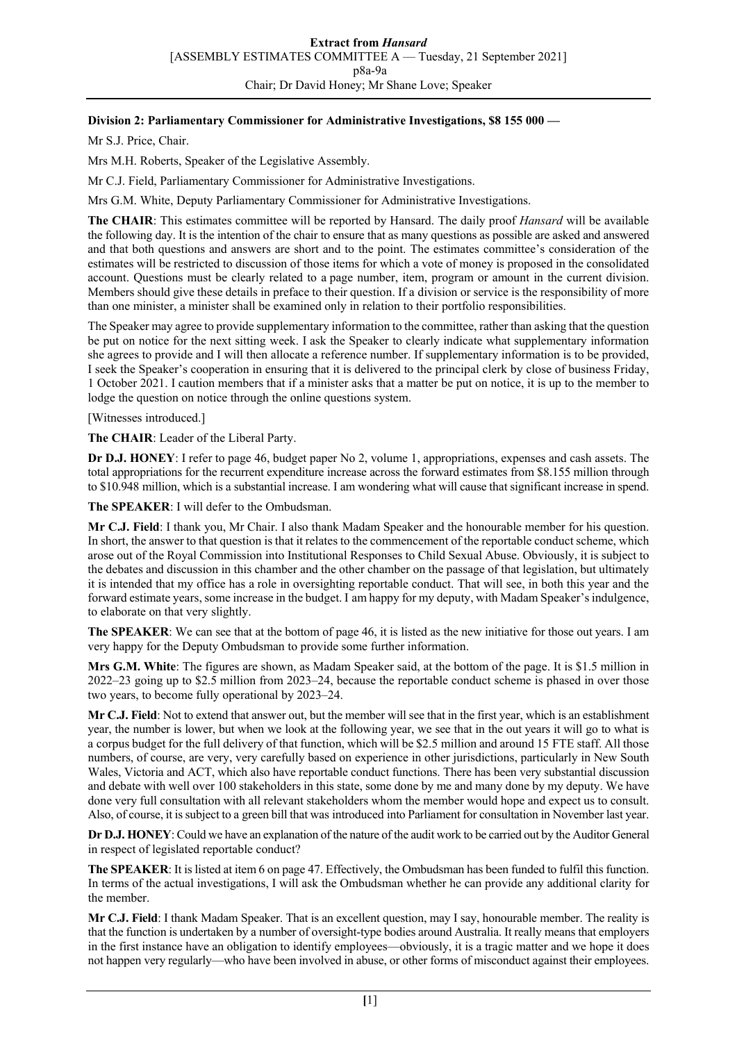**Division 2: Parliamentary Commissioner for Administrative Investigations, $8 155 000 —**

Mr S.J. Price, Chair.

Mrs M.H. Roberts, Speaker of the Legislative Assembly.

Mr C.J. Field, Parliamentary Commissioner for Administrative Investigations.

Mrs G.M. White, Deputy Parliamentary Commissioner for Administrative Investigations.

**The CHAIR**: This estimates committee will be reported by Hansard. The daily proof *Hansard* will be available the following day. It is the intention of the chair to ensure that as many questions as possible are asked and answered and that both questions and answers are short and to the point. The estimates committee's consideration of the estimates will be restricted to discussion of those items for which a vote of money is proposed in the consolidated account. Questions must be clearly related to a page number, item, program or amount in the current division. Members should give these details in preface to their question. If a division or service is the responsibility of more than one minister, a minister shall be examined only in relation to their portfolio responsibilities.

The Speaker may agree to provide supplementary information to the committee, rather than asking that the question be put on notice for the next sitting week. I ask the Speaker to clearly indicate what supplementary information she agrees to provide and I will then allocate a reference number. If supplementary information is to be provided, I seek the Speaker's cooperation in ensuring that it is delivered to the principal clerk by close of business Friday, 1 October 2021. I caution members that if a minister asks that a matter be put on notice, it is up to the member to lodge the question on notice through the online questions system.

[Witnesses introduced.]

**The CHAIR**: Leader of the Liberal Party.

**Dr D.J. HONEY**: I refer to page 46, budget paper No 2, volume 1, appropriations, expenses and cash assets. The total appropriations for the recurrent expenditure increase across the forward estimates from $8.155 million through to $10.948 million, which is a substantial increase. I am wondering what will cause that significant increase in spend.

**The SPEAKER**: I will defer to the Ombudsman.

**Mr C.J. Field**: I thank you, Mr Chair. I also thank Madam Speaker and the honourable member for his question. In short, the answer to that question is that it relates to the commencement of the reportable conduct scheme, which arose out of the Royal Commission into Institutional Responses to Child Sexual Abuse. Obviously, it is subject to the debates and discussion in this chamber and the other chamber on the passage of that legislation, but ultimately it is intended that my office has a role in oversighting reportable conduct. That will see, in both this year and the forward estimate years, some increase in the budget. I am happy for my deputy, with Madam Speaker's indulgence, to elaborate on that very slightly.

**The SPEAKER**: We can see that at the bottom of page 46, it is listed as the new initiative for those out years. I am very happy for the Deputy Ombudsman to provide some further information.

**Mrs G.M. White**: The figures are shown, as Madam Speaker said, at the bottom of the page. It is $1.5 million in 2022–23 going up to $2.5 million from 2023–24, because the reportable conduct scheme is phased in over those two years, to become fully operational by 2023–24.

**Mr C.J. Field**: Not to extend that answer out, but the member will see that in the first year, which is an establishment year, the number is lower, but when we look at the following year, we see that in the out years it will go to what is a corpus budget for the full delivery of that function, which will be $2.5 million and around 15 FTE staff. All those numbers, of course, are very, very carefully based on experience in other jurisdictions, particularly in New South Wales, Victoria and ACT, which also have reportable conduct functions. There has been very substantial discussion and debate with well over 100 stakeholders in this state, some done by me and many done by my deputy. We have done very full consultation with all relevant stakeholders whom the member would hope and expect us to consult. Also, of course, it is subject to a green bill that was introduced into Parliament for consultation in November last year.

**Dr D.J. HONEY**: Could we have an explanation of the nature of the audit work to be carried out by the Auditor General in respect of legislated reportable conduct?

**The SPEAKER**: It is listed at item 6 on page 47. Effectively, the Ombudsman has been funded to fulfil this function. In terms of the actual investigations, I will ask the Ombudsman whether he can provide any additional clarity for the member.

**Mr C.J. Field**: I thank Madam Speaker. That is an excellent question, may I say, honourable member. The reality is that the function is undertaken by a number of oversight-type bodies around Australia. It really means that employers in the first instance have an obligation to identify employees—obviously, it is a tragic matter and we hope it does not happen very regularly—who have been involved in abuse, or other forms of misconduct against their employees.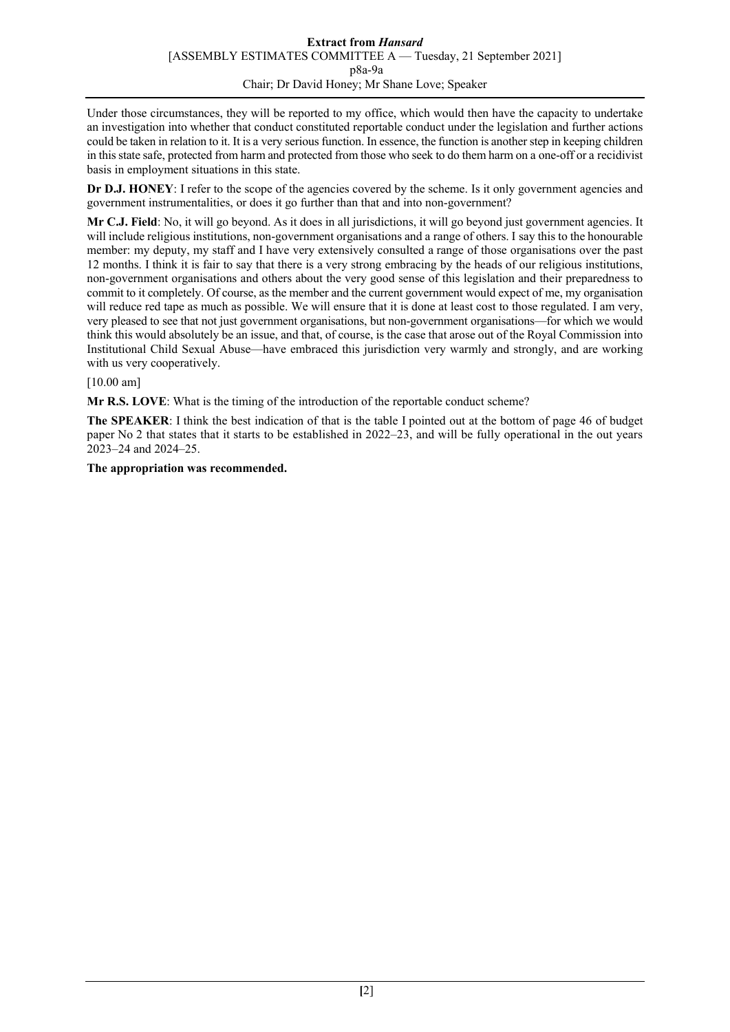Under those circumstances, they will be reported to my office, which would then have the capacity to undertake an investigation into whether that conduct constituted reportable conduct under the legislation and further actions could be taken in relation to it. It is a very serious function. In essence, the function is another step in keeping children in this state safe, protected from harm and protected from those who seek to do them harm on a one-off or a recidivist basis in employment situations in this state.

**Dr D.J. HONEY**: I refer to the scope of the agencies covered by the scheme. Is it only government agencies and government instrumentalities, or does it go further than that and into non-government?

**Mr C.J. Field**: No, it will go beyond. As it does in all jurisdictions, it will go beyond just government agencies. It will include religious institutions, non-government organisations and a range of others. I say this to the honourable member: my deputy, my staff and I have very extensively consulted a range of those organisations over the past 12 months. I think it is fair to say that there is a very strong embracing by the heads of our religious institutions, non-government organisations and others about the very good sense of this legislation and their preparedness to commit to it completely. Of course, as the member and the current government would expect of me, my organisation will reduce red tape as much as possible. We will ensure that it is done at least cost to those regulated. I am very, very pleased to see that not just government organisations, but non-government organisations—for which we would think this would absolutely be an issue, and that, of course, is the case that arose out of the Royal Commission into Institutional Child Sexual Abuse—have embraced this jurisdiction very warmly and strongly, and are working with us very cooperatively.

[10.00 am]

**Mr R.S. LOVE**: What is the timing of the introduction of the reportable conduct scheme?

**The SPEAKER**: I think the best indication of that is the table I pointed out at the bottom of page 46 of budget paper No 2 that states that it starts to be established in 2022–23, and will be fully operational in the out years 2023–24 and 2024–25.

**The appropriation was recommended.**